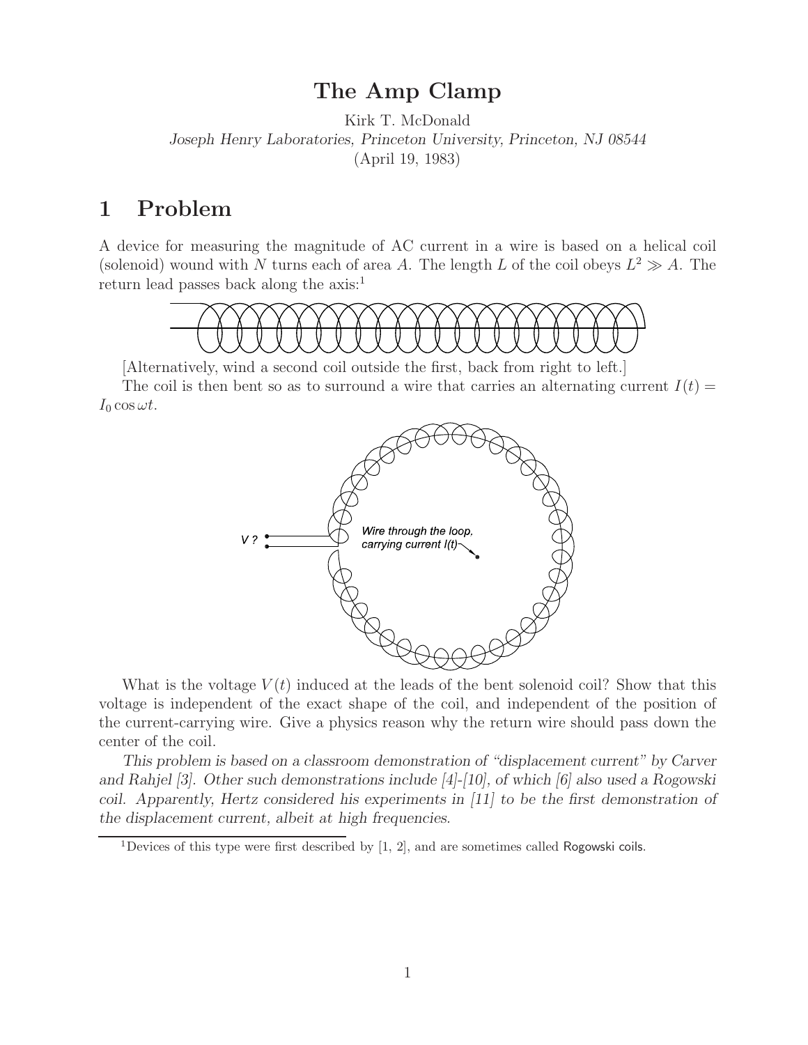# The Amp Clamp

Kirk T. McDonald

*Joseph Henry Laboratories, Princeton University, Princeton, NJ 08544*

(April 19, 1983)

## 1 Problem

A device for measuring the magnitude of AC current in a wire is based on a helical coil (solenoid) wound with $N$ turns each of area $A$. The length $L$ of the coil obeys $L^2 \gg A$. The return lead passes back along the axis:[1]

[Alternatively, wind a second coil outside the first, back from right to left.]

The coil is then bent so as to surround a wire that carries an alternating current $I(t) = I_0 \cos \omega t$.

What is the voltage $V(t)$ induced at the leads of the bent solenoid coil? Show that this voltage is independent of the exact shape of the coil, and independent of the position of the current-carrying wire. Give a physics reason why the return wire should pass down the center of the coil.

*This problem is based on a classroom demonstration of "displacement current" by Carver and Rahjel [3]. Other such demonstrations include [4]-[10], of which [6] also used a Rogowski coil. Apparently, Hertz considered his experiments in [11] to be the first demonstration of the displacement current, albeit at high frequencies.*

[1] Devices of this type were first described by [1, 2], and are sometimes called Rogowski coils.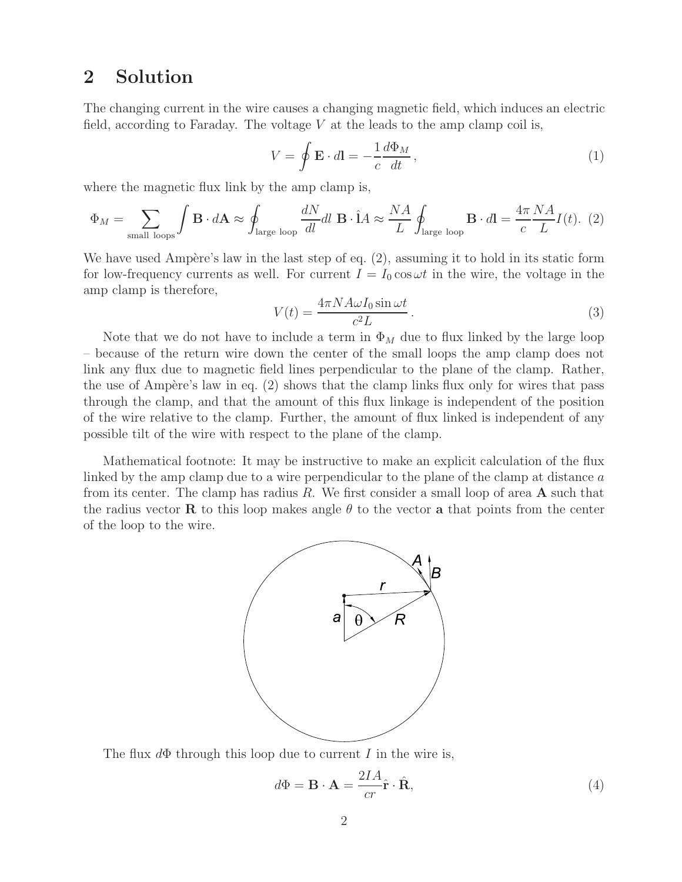## 2 Solution

The changing current in the wire causes a changing magnetic field, which induces an electric field, according to Faraday. The voltage $V$ at the leads to the amp clamp coil is,

$$V = \oint \mathbf{E} \cdot d\mathbf{l} = -\frac{1}{c}\frac{d\Phi_M}{dt}\,, \tag{1}$$

where the magnetic flux link by the amp clamp is,

$$\Phi_M = \sum_{\text{small loops}} \int \mathbf{B} \cdot d\mathbf{A} \approx \oint_{\text{large loop}} \frac{dN}{dl} dl\ \mathbf{B} \cdot \hat{\mathbf{l}} A \approx \frac{NA}{L} \oint_{\text{large loop}} \mathbf{B} \cdot d\mathbf{l} = \frac{4\pi}{c}\frac{NA}{L} I(t). \tag{2}$$

We have used Ampère's law in the last step of eq. (2), assuming it to hold in its static form for low-frequency currents as well. For current $I = I_0 \cos \omega t$ in the wire, the voltage in the amp clamp is therefore,

$$V(t) = \frac{4\pi NA\omega I_0 \sin \omega t}{c^2 L}\,. \tag{3}$$

Note that we do not have to include a term in $\Phi_M$ due to flux linked by the large loop – because of the return wire down the center of the small loops the amp clamp does not link any flux due to magnetic field lines perpendicular to the plane of the clamp. Rather, the use of Ampère's law in eq. (2) shows that the clamp links flux only for wires that pass through the clamp, and that the amount of this flux linkage is independent of the position of the wire relative to the clamp. Further, the amount of flux linked is independent of any possible tilt of the wire with respect to the plane of the clamp.

Mathematical footnote: It may be instructive to make an explicit calculation of the flux linked by the amp clamp due to a wire perpendicular to the plane of the clamp at distance $a$ from its center. The clamp has radius $R$. We first consider a small loop of area $\mathbf{A}$ such that the radius vector $\mathbf{R}$ to this loop makes angle $\theta$ to the vector $\mathbf{a}$ that points from the center of the loop to the wire.

The flux $d\Phi$ through this loop due to current $I$ in the wire is,

$$d\Phi = \mathbf{B} \cdot \mathbf{A} = \frac{2IA}{cr}\hat{\mathbf{r}} \cdot \hat{\mathbf{R}}, \tag{4}$$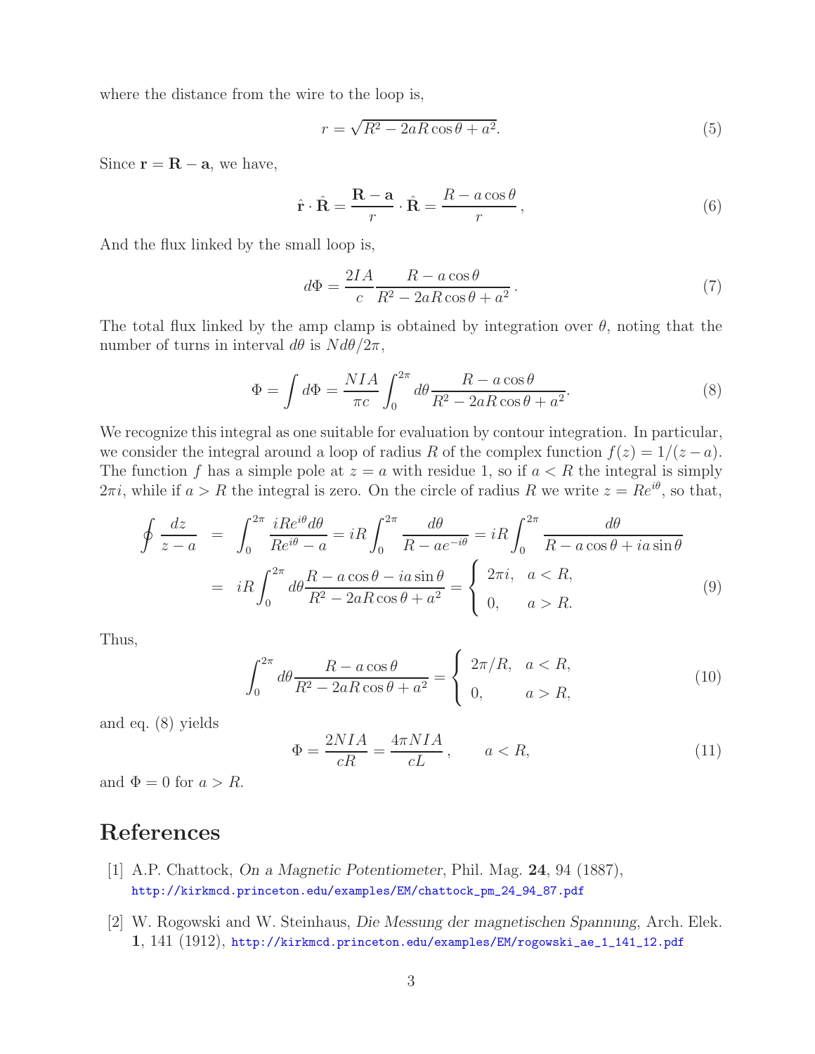where the distance from the wire to the loop is,

$$r = \sqrt{R^2 - 2aR\cos\theta + a^2}. \tag{5}$$

Since $\mathbf{r} = \mathbf{R} - \mathbf{a}$, we have,

$$\hat{\mathbf{r}} \cdot \hat{\mathbf{R}} = \frac{\mathbf{R} - \mathbf{a}}{r} \cdot \hat{\mathbf{R}} = \frac{R - a\cos\theta}{r}\,, \tag{6}$$

And the flux linked by the small loop is,

$$d\Phi = \frac{2IA}{c} \frac{R - a\cos\theta}{R^2 - 2aR\cos\theta + a^2}\,. \tag{7}$$

The total flux linked by the amp clamp is obtained by integration over $\theta$, noting that the number of turns in interval $d\theta$ is $N d\theta / 2\pi$,

$$\Phi = \int d\Phi = \frac{NIA}{\pi c} \int_0^{2\pi} d\theta \frac{R - a\cos\theta}{R^2 - 2aR\cos\theta + a^2}. \tag{8}$$

We recognize this integral as one suitable for evaluation by contour integration. In particular, we consider the integral around a loop of radius $R$ of the complex function $f(z) = 1/(z - a)$. The function $f$ has a simple pole at $z = a$ with residue 1, so if $a < R$ the integral is simply $2\pi i$, while if $a > R$ the integral is zero. On the circle of radius $R$ we write $z = Re^{i\theta}$, so that,

$$\begin{aligned}
\oint \frac{dz}{z - a} &= \int_0^{2\pi} \frac{iRe^{i\theta} d\theta}{Re^{i\theta} - a} = iR \int_0^{2\pi} \frac{d\theta}{R - ae^{-i\theta}} = iR \int_0^{2\pi} \frac{d\theta}{R - a\cos\theta + ia\sin\theta} \\
&= iR \int_0^{2\pi} d\theta \frac{R - a\cos\theta - ia\sin\theta}{R^2 - 2aR\cos\theta + a^2} = \begin{cases} 2\pi i, & a < R, \\ 0, & a > R. \end{cases}
\end{aligned} \tag{9}$$

Thus,

$$\int_0^{2\pi} d\theta \frac{R - a\cos\theta}{R^2 - 2aR\cos\theta + a^2} = \begin{cases} 2\pi/R, & a < R, \\ 0, & a > R, \end{cases} \tag{10}$$

and eq. (8) yields

$$\Phi = \frac{2NIA}{cR} = \frac{4\pi NIA}{cL}\,, \qquad a < R, \tag{11}$$

and $\Phi = 0$ for $a > R$.

## References

[1] A.P. Chattock, *On a Magnetic Potentiometer*, Phil. Mag. **24**, 94 (1887), http://kirkmcd.princeton.edu/examples/EM/chattock_pm_24_94_87.pdf

[2] W. Rogowski and W. Steinhaus, *Die Messung der magnetischen Spannung*, Arch. Elek. **1**, 141 (1912), http://kirkmcd.princeton.edu/examples/EM/rogowski_ae_1_141_12.pdf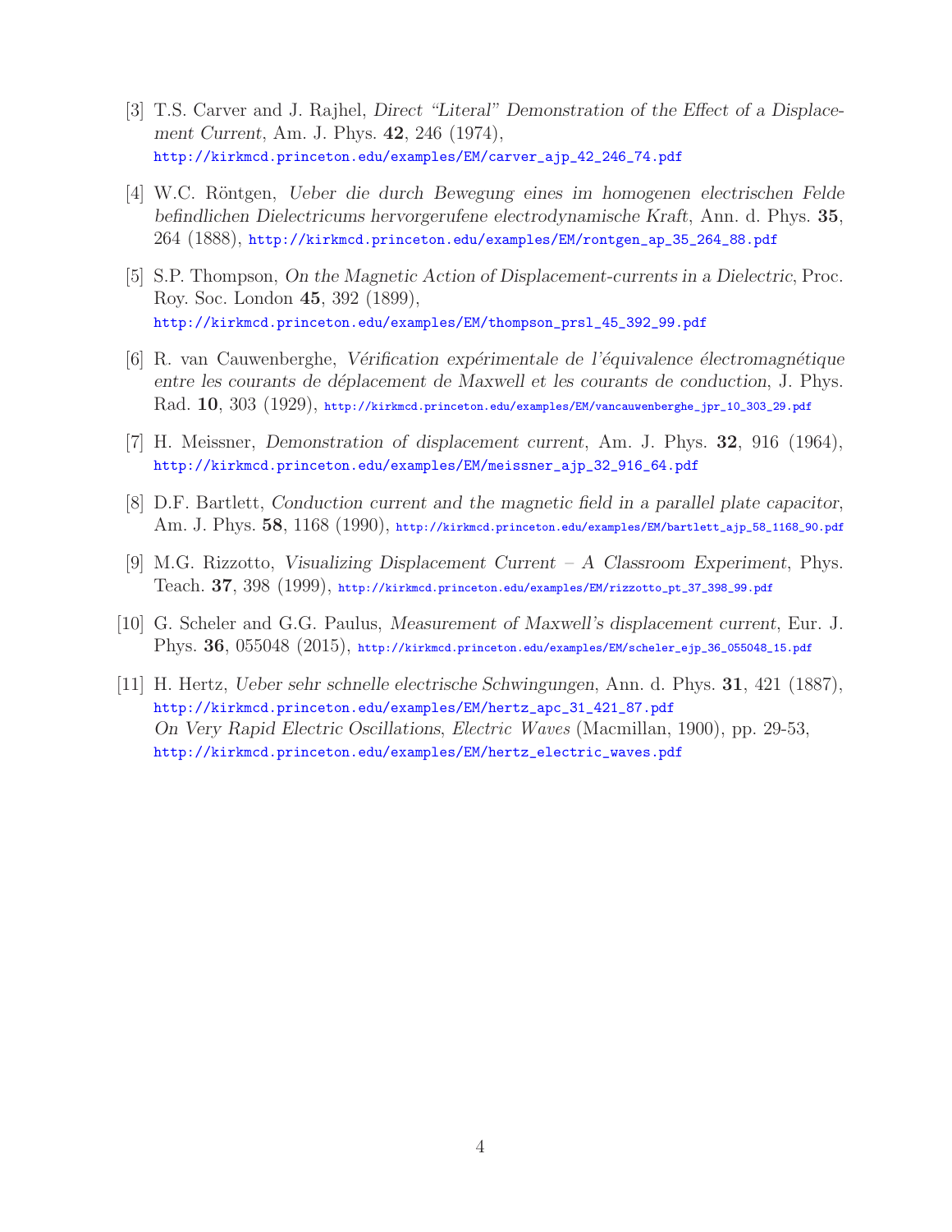[3] T.S. Carver and J. Rajhel, *Direct "Literal" Demonstration of the Effect of a Displacement Current*, Am. J. Phys. **42**, 246 (1974),
http://kirkmcd.princeton.edu/examples/EM/carver_ajp_42_246_74.pdf

[4] W.C. Röntgen, *Ueber die durch Bewegung eines im homogenen electrischen Felde befindlichen Dielectricums hervorgerufene electrodynamische Kraft*, Ann. d. Phys. **35**, 264 (1888), http://kirkmcd.princeton.edu/examples/EM/rontgen_ap_35_264_88.pdf

[5] S.P. Thompson, *On the Magnetic Action of Displacement-currents in a Dielectric*, Proc. Roy. Soc. London **45**, 392 (1899),
http://kirkmcd.princeton.edu/examples/EM/thompson_prsl_45_392_99.pdf

[6] R. van Cauwenberghe, *Vérification expérimentale de l'équivalence électromagnétique entre les courants de déplacement de Maxwell et les courants de conduction*, J. Phys. Rad. **10**, 303 (1929), http://kirkmcd.princeton.edu/examples/EM/vancauwenberghe_jpr_10_303_29.pdf

[7] H. Meissner, *Demonstration of displacement current*, Am. J. Phys. **32**, 916 (1964),
http://kirkmcd.princeton.edu/examples/EM/meissner_ajp_32_916_64.pdf

[8] D.F. Bartlett, *Conduction current and the magnetic field in a parallel plate capacitor*, Am. J. Phys. **58**, 1168 (1990), http://kirkmcd.princeton.edu/examples/EM/bartlett_ajp_58_1168_90.pdf

[9] M.G. Rizzotto, *Visualizing Displacement Current – A Classroom Experiment*, Phys. Teach. **37**, 398 (1999), http://kirkmcd.princeton.edu/examples/EM/rizzotto_pt_37_398_99.pdf

[10] G. Scheler and G.G. Paulus, *Measurement of Maxwell's displacement current*, Eur. J. Phys. **36**, 055048 (2015), http://kirkmcd.princeton.edu/examples/EM/scheler_ejp_36_055048_15.pdf

[11] H. Hertz, *Ueber sehr schnelle electrische Schwingungen*, Ann. d. Phys. **31**, 421 (1887),
http://kirkmcd.princeton.edu/examples/EM/hertz_apc_31_421_87.pdf
*On Very Rapid Electric Oscillations*, *Electric Waves* (Macmillan, 1900), pp. 29-53,
http://kirkmcd.princeton.edu/examples/EM/hertz_electric_waves.pdf